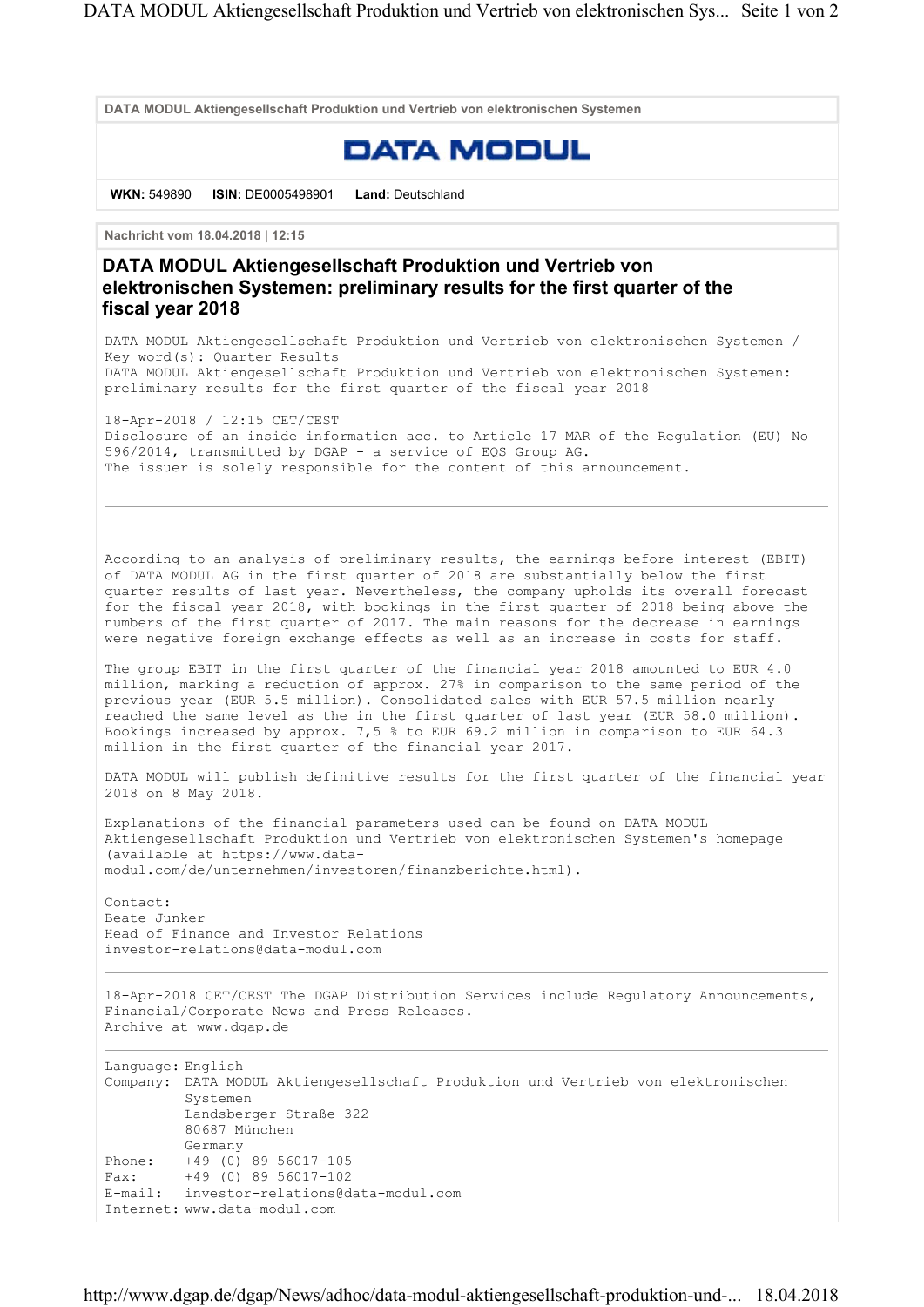DATA MODUL Aktiengesellschaft Produktion und Vertrieb von elektronischen Systemen

DATA MODUL

**WKN:** 549890 **ISIN:** DE0005498901 **Land:** Deutschland

**Nachricht vom 18.04.2018 | 12:15**

# DATA MODUL Aktiengesellschaft Produktion und Vertrieb von elektronischen Systemen: preliminary results for the first quarter of the fiscal year 2018

DATA MODUL Aktiengesellschaft Produktion und Vertrieb von elektronischen Systemen / Key word(s): Quarter Results
DATA MODUL Aktiengesellschaft Produktion und Vertrieb von elektronischen Systemen: preliminary results for the first quarter of the fiscal year 2018

18-Apr-2018 / 12:15 CET/CEST
Disclosure of an inside information acc. to Article 17 MAR of the Regulation (EU) No 596/2014, transmitted by DGAP - a service of EQS Group AG.
The issuer is solely responsible for the content of this announcement.

---

According to an analysis of preliminary results, the earnings before interest (EBIT) of DATA MODUL AG in the first quarter of 2018 are substantially below the first quarter results of last year. Nevertheless, the company upholds its overall forecast for the fiscal year 2018, with bookings in the first quarter of 2018 being above the numbers of the first quarter of 2017. The main reasons for the decrease in earnings were negative foreign exchange effects as well as an increase in costs for staff.

The group EBIT in the first quarter of the financial year 2018 amounted to EUR 4.0 million, marking a reduction of approx. 27% in comparison to the same period of the previous year (EUR 5.5 million). Consolidated sales with EUR 57.5 million nearly reached the same level as the in the first quarter of last year (EUR 58.0 million). Bookings increased by approx. 7,5 % to EUR 69.2 million in comparison to EUR 64.3 million in the first quarter of the financial year 2017.

DATA MODUL will publish definitive results for the first quarter of the financial year 2018 on 8 May 2018.

Explanations of the financial parameters used can be found on DATA MODUL Aktiengesellschaft Produktion und Vertrieb von elektronischen Systemen's homepage (available at https://www.data-modul.com/de/unternehmen/investoren/finanzberichte.html).

Contact:
Beate Junker
Head of Finance and Investor Relations
investor-relations@data-modul.com

---

18-Apr-2018 CET/CEST The DGAP Distribution Services include Regulatory Announcements, Financial/Corporate News and Press Releases.
Archive at www.dgap.de

---

Language: English
Company: DATA MODUL Aktiengesellschaft Produktion und Vertrieb von elektronischen Systemen
Landsberger Straße 322
80687 München
Germany
Phone: +49 (0) 89 56017-105
Fax: +49 (0) 89 56017-102
E-mail: investor-relations@data-modul.com
Internet: www.data-modul.com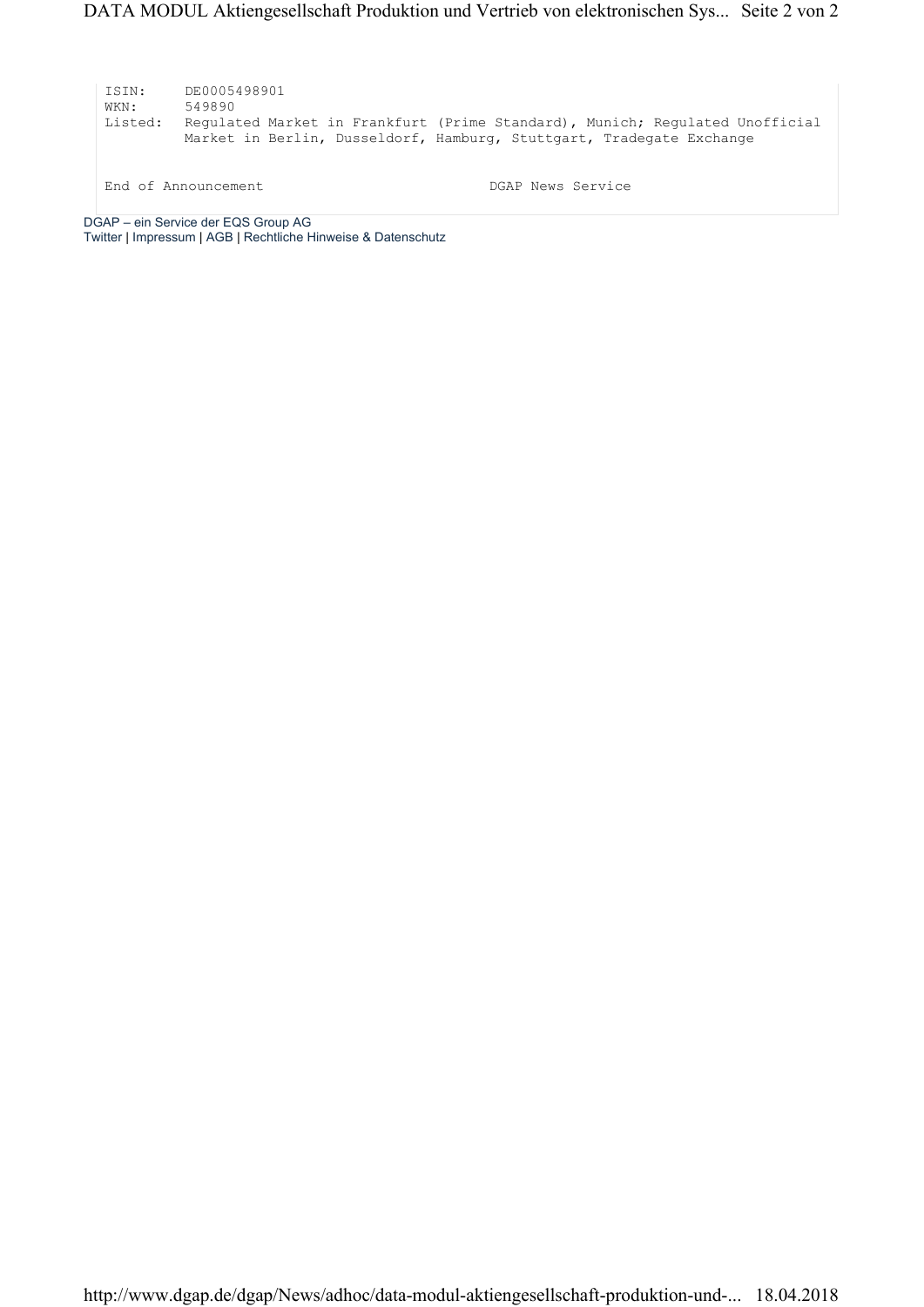ISIN: DE0005498901
WKN: 549890
Listed: Regulated Market in Frankfurt (Prime Standard), Munich; Regulated Unofficial Market in Berlin, Dusseldorf, Hamburg, Stuttgart, Tradegate Exchange

End of Announcement DGAP News Service

DGAP – ein Service der EQS Group AG
Twitter | Impressum | AGB | Rechtliche Hinweise & Datenschutz